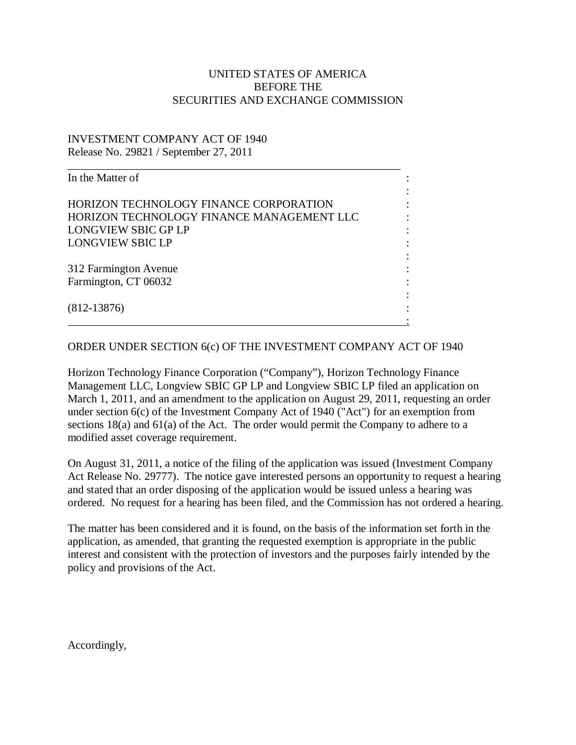UNITED STATES OF AMERICA
BEFORE THE
SECURITIES AND EXCHANGE COMMISSION

INVESTMENT COMPANY ACT OF 1940
Release No. 29821 / September 27, 2011

---

In the Matter of

HORIZON TECHNOLOGY FINANCE CORPORATION
HORIZON TECHNOLOGY FINANCE MANAGEMENT LLC
LONGVIEW SBIC GP LP
LONGVIEW SBIC LP

312 Farmington Avenue
Farmington, CT 06032

(812-13876)

---

ORDER UNDER SECTION 6(c) OF THE INVESTMENT COMPANY ACT OF 1940

Horizon Technology Finance Corporation ("Company"), Horizon Technology Finance Management LLC, Longview SBIC GP LP and Longview SBIC LP filed an application on March 1, 2011, and an amendment to the application on August 29, 2011, requesting an order under section 6(c) of the Investment Company Act of 1940 ("Act") for an exemption from sections 18(a) and 61(a) of the Act. The order would permit the Company to adhere to a modified asset coverage requirement.

On August 31, 2011, a notice of the filing of the application was issued (Investment Company Act Release No. 29777). The notice gave interested persons an opportunity to request a hearing and stated that an order disposing of the application would be issued unless a hearing was ordered. No request for a hearing has been filed, and the Commission has not ordered a hearing.

The matter has been considered and it is found, on the basis of the information set forth in the application, as amended, that granting the requested exemption is appropriate in the public interest and consistent with the protection of investors and the purposes fairly intended by the policy and provisions of the Act.

Accordingly,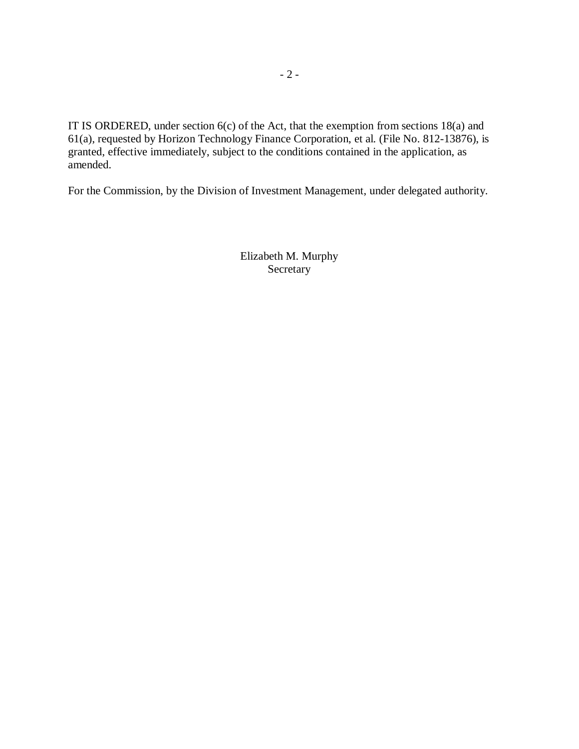IT IS ORDERED, under section 6(c) of the Act, that the exemption from sections 18(a) and 61(a), requested by Horizon Technology Finance Corporation, et al. (File No. 812-13876), is granted, effective immediately, subject to the conditions contained in the application, as amended.

For the Commission, by the Division of Investment Management, under delegated authority.

Elizabeth M. Murphy
Secretary